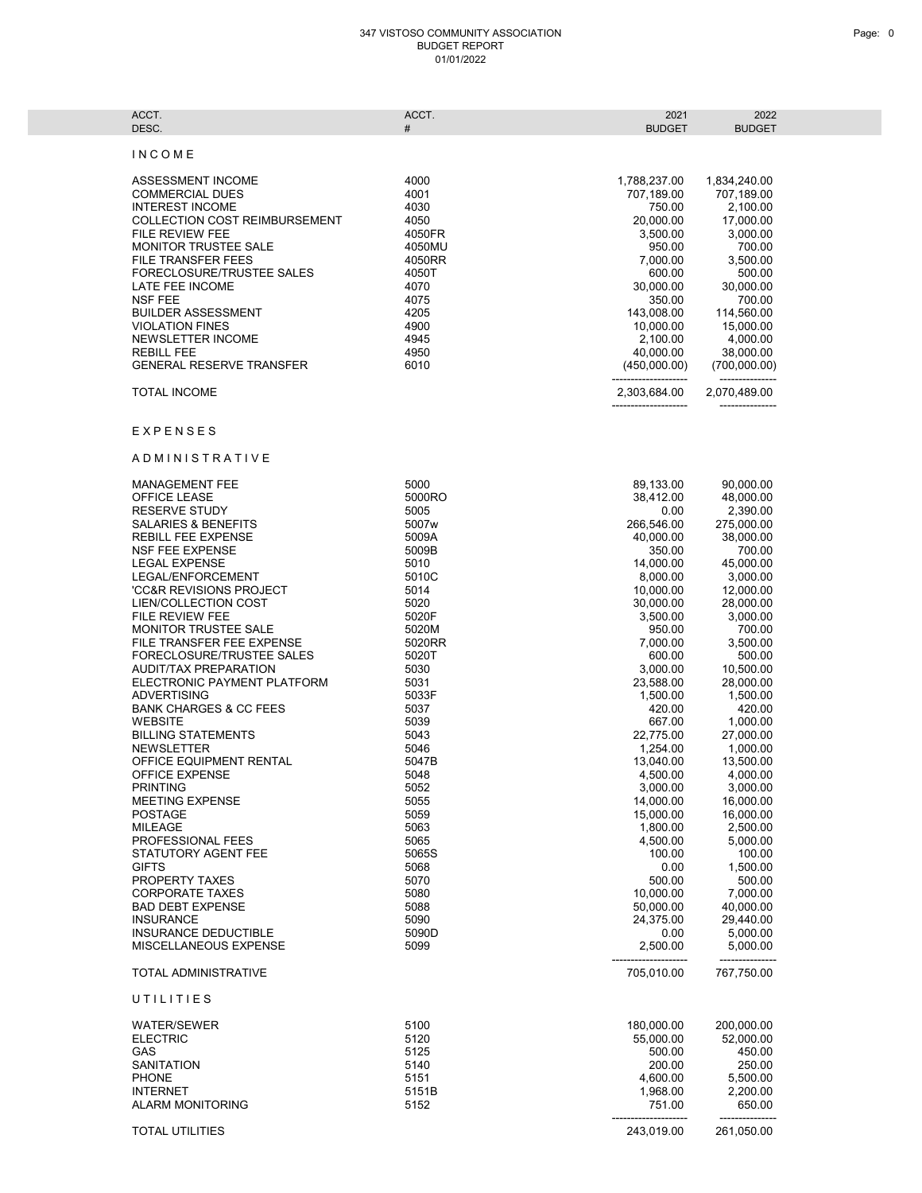# 347 VISTOSO COMMUNITY ASSOCIATION
## BUDGET REPORT
01/01/2022

| ACCT. DESC. | ACCT. # | 2021 BUDGET | 2022 BUDGET |
|---|---|---|---|
| **I N C O M E** | | | |
| ASSESSMENT INCOME | 4000 | 1,788,237.00 | 1,834,240.00 |
| COMMERCIAL DUES | 4001 | 707,189.00 | 707,189.00 |
| INTEREST INCOME | 4030 | 750.00 | 2,100.00 |
| COLLECTION COST REIMBURSEMENT | 4050 | 20,000.00 | 17,000.00 |
| FILE REVIEW FEE | 4050FR | 3,500.00 | 3,000.00 |
| MONITOR TRUSTEE SALE | 4050MU | 950.00 | 700.00 |
| FILE TRANSFER FEES | 4050RR | 7,000.00 | 3,500.00 |
| FORECLOSURE/TRUSTEE SALES | 4050T | 600.00 | 500.00 |
| LATE FEE INCOME | 4070 | 30,000.00 | 30,000.00 |
| NSF FEE | 4075 | 350.00 | 700.00 |
| BUILDER ASSESSMENT | 4205 | 143,008.00 | 114,560.00 |
| VIOLATION FINES | 4900 | 10,000.00 | 15,000.00 |
| NEWSLETTER INCOME | 4945 | 2,100.00 | 4,000.00 |
| REBILL FEE | 4950 | 40,000.00 | 38,000.00 |
| GENERAL RESERVE TRANSFER | 6010 | (450,000.00) | (700,000.00) |
| TOTAL INCOME | | 2,303,684.00 | 2,070,489.00 |
| **E X P E N S E S** | | | |
| **A D M I N I S T R A T I V E** | | | |
| MANAGEMENT FEE | 5000 | 89,133.00 | 90,000.00 |
| OFFICE LEASE | 5000RO | 38,412.00 | 48,000.00 |
| RESERVE STUDY | 5005 | 0.00 | 2,390.00 |
| SALARIES & BENEFITS | 5007w | 266,546.00 | 275,000.00 |
| REBILL FEE EXPENSE | 5009A | 40,000.00 | 38,000.00 |
| NSF FEE EXPENSE | 5009B | 350.00 | 700.00 |
| LEGAL EXPENSE | 5010 | 14,000.00 | 45,000.00 |
| LEGAL/ENFORCEMENT | 5010C | 8,000.00 | 3,000.00 |
| 'CC&R REVISIONS PROJECT | 5014 | 10,000.00 | 12,000.00 |
| LIEN/COLLECTION COST | 5020 | 30,000.00 | 28,000.00 |
| FILE REVIEW FEE | 5020F | 3,500.00 | 3,000.00 |
| MONITOR TRUSTEE SALE | 5020M | 950.00 | 700.00 |
| FILE TRANSFER FEE EXPENSE | 5020RR | 7,000.00 | 3,500.00 |
| FORECLOSURE/TRUSTEE SALES | 5020T | 600.00 | 500.00 |
| AUDIT/TAX PREPARATION | 5030 | 3,000.00 | 10,500.00 |
| ELECTRONIC PAYMENT PLATFORM | 5031 | 23,588.00 | 28,000.00 |
| ADVERTISING | 5033F | 1,500.00 | 1,500.00 |
| BANK CHARGES & CC FEES | 5037 | 420.00 | 420.00 |
| WEBSITE | 5039 | 667.00 | 1,000.00 |
| BILLING STATEMENTS | 5043 | 22,775.00 | 27,000.00 |
| NEWSLETTER | 5046 | 1,254.00 | 1,000.00 |
| OFFICE EQUIPMENT RENTAL | 5047B | 13,040.00 | 13,500.00 |
| OFFICE EXPENSE | 5048 | 4,500.00 | 4,000.00 |
| PRINTING | 5052 | 3,000.00 | 3,000.00 |
| MEETING EXPENSE | 5055 | 14,000.00 | 16,000.00 |
| POSTAGE | 5059 | 15,000.00 | 16,000.00 |
| MILEAGE | 5063 | 1,800.00 | 2,500.00 |
| PROFESSIONAL FEES | 5065 | 4,500.00 | 5,000.00 |
| STATUTORY AGENT FEE | 5065S | 100.00 | 100.00 |
| GIFTS | 5068 | 0.00 | 1,500.00 |
| PROPERTY TAXES | 5070 | 500.00 | 500.00 |
| CORPORATE TAXES | 5080 | 10,000.00 | 7,000.00 |
| BAD DEBT EXPENSE | 5088 | 50,000.00 | 40,000.00 |
| INSURANCE | 5090 | 24,375.00 | 29,440.00 |
| INSURANCE DEDUCTIBLE | 5090D | 0.00 | 5,000.00 |
| MISCELLANEOUS EXPENSE | 5099 | 2,500.00 | 5,000.00 |
| TOTAL ADMINISTRATIVE | | 705,010.00 | 767,750.00 |
| **U T I L I T I E S** | | | |
| WATER/SEWER | 5100 | 180,000.00 | 200,000.00 |
| ELECTRIC | 5120 | 55,000.00 | 52,000.00 |
| GAS | 5125 | 500.00 | 450.00 |
| SANITATION | 5140 | 200.00 | 250.00 |
| PHONE | 5151 | 4,600.00 | 5,500.00 |
| INTERNET | 5151B | 1,968.00 | 2,200.00 |
| ALARM MONITORING | 5152 | 751.00 | 650.00 |
| TOTAL UTILITIES | | 243,019.00 | 261,050.00 |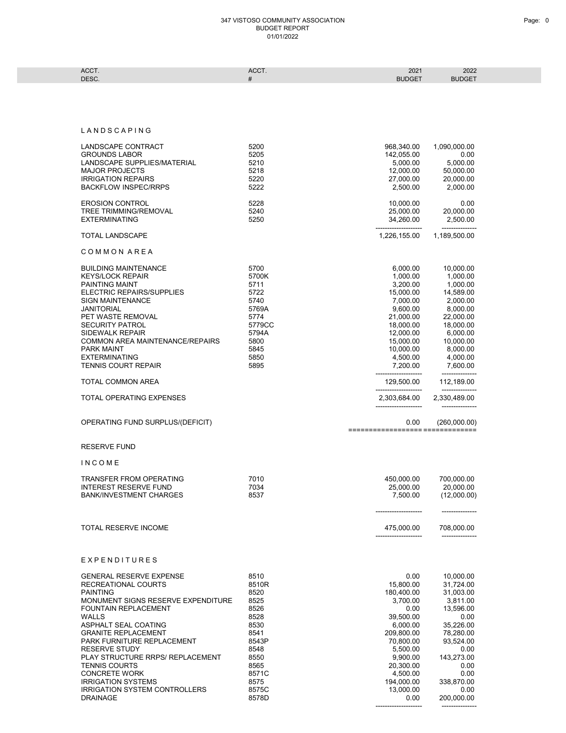347 VISTOSO COMMUNITY ASSOCIATION
BUDGET REPORT
01/01/2022

| ACCT. DESC. | ACCT. # | 2021 BUDGET | 2022 BUDGET |
|---|---|---|---|
| **L A N D S C A P I N G** | | | |
| LANDSCAPE CONTRACT | 5200 | 968,340.00 | 1,090,000.00 |
| GROUNDS LABOR | 5205 | 142,055.00 | 0.00 |
| LANDSCAPE SUPPLIES/MATERIAL | 5210 | 5,000.00 | 5,000.00 |
| MAJOR PROJECTS | 5218 | 12,000.00 | 50,000.00 |
| IRRIGATION REPAIRS | 5220 | 27,000.00 | 20,000.00 |
| BACKFLOW INSPEC/RRPS | 5222 | 2,500.00 | 2,000.00 |
| EROSION CONTROL | 5228 | 10,000.00 | 0.00 |
| TREE TRIMMING/REMOVAL | 5240 | 25,000.00 | 20,000.00 |
| EXTERMINATING | 5250 | 34,260.00 | 2,500.00 |
| TOTAL LANDSCAPE | | 1,226,155.00 | 1,189,500.00 |
| **C O M M O N A R E A** | | | |
| BUILDING MAINTENANCE | 5700 | 6,000.00 | 10,000.00 |
| KEYS/LOCK REPAIR | 5700K | 1,000.00 | 1,000.00 |
| PAINTING MAINT | 5711 | 3,200.00 | 1,000.00 |
| ELECTRIC REPAIRS/SUPPLIES | 5722 | 15,000.00 | 14,589.00 |
| SIGN MAINTENANCE | 5740 | 7,000.00 | 2,000.00 |
| JANITORIAL | 5769A | 9,600.00 | 8,000.00 |
| PET WASTE REMOVAL | 5774 | 21,000.00 | 22,000.00 |
| SECURITY PATROL | 5779CC | 18,000.00 | 18,000.00 |
| SIDEWALK REPAIR | 5794A | 12,000.00 | 6,000.00 |
| COMMON AREA MAINTENANCE/REPAIRS | 5800 | 15,000.00 | 10,000.00 |
| PARK MAINT | 5845 | 10,000.00 | 8,000.00 |
| EXTERMINATING | 5850 | 4,500.00 | 4,000.00 |
| TENNIS COURT REPAIR | 5895 | 7,200.00 | 7,600.00 |
| TOTAL COMMON AREA | | 129,500.00 | 112,189.00 |
| TOTAL OPERATING EXPENSES | | 2,303,684.00 | 2,330,489.00 |
| OPERATING FUND SURPLUS/(DEFICIT) | | 0.00 | (260,000.00) |
| **RESERVE FUND** | | | |
| **I N C O M E** | | | |
| TRANSFER FROM OPERATING | 7010 | 450,000.00 | 700,000.00 |
| INTEREST RESERVE FUND | 7034 | 25,000.00 | 20,000.00 |
| BANK/INVESTMENT CHARGES | 8537 | 7,500.00 | (12,000.00) |
| TOTAL RESERVE INCOME | | 475,000.00 | 708,000.00 |
| **E X P E N D I T U R E S** | | | |
| GENERAL RESERVE EXPENSE | 8510 | 0.00 | 10,000.00 |
| RECREATIONAL COURTS | 8510R | 15,800.00 | 31,724.00 |
| PAINTING | 8520 | 180,400.00 | 31,003.00 |
| MONUMENT SIGNS RESERVE EXPENDITURE | 8525 | 3,700.00 | 3,811.00 |
| FOUNTAIN REPLACEMENT | 8526 | 0.00 | 13,596.00 |
| WALLS | 8528 | 39,500.00 | 0.00 |
| ASPHALT SEAL COATING | 8530 | 6,000.00 | 35,226.00 |
| GRANITE REPLACEMENT | 8541 | 209,800.00 | 78,280.00 |
| PARK FURNITURE REPLACEMENT | 8543P | 70,800.00 | 93,524.00 |
| RESERVE STUDY | 8548 | 5,500.00 | 0.00 |
| PLAY STRUCTURE RRPS/ REPLACEMENT | 8550 | 9,900.00 | 143,273.00 |
| TENNIS COURTS | 8565 | 20,300.00 | 0.00 |
| CONCRETE WORK | 8571C | 4,500.00 | 0.00 |
| IRRIGATION SYSTEMS | 8575 | 194,000.00 | 338,870.00 |
| IRRIGATION SYSTEM CONTROLLERS | 8575C | 13,000.00 | 0.00 |
| DRAINAGE | 8578D | 0.00 | 200,000.00 |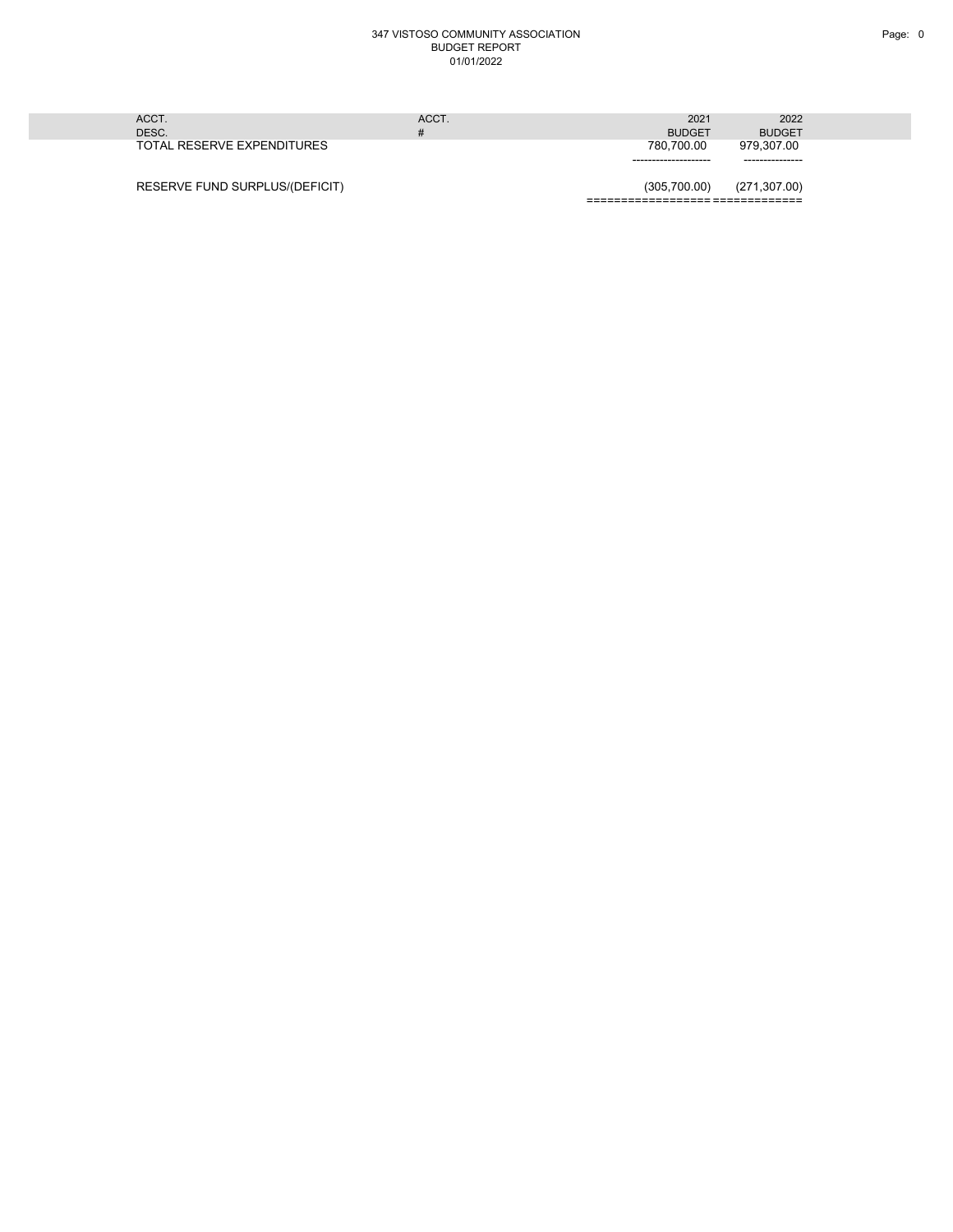| ACCT. DESC. | ACCT. # | 2021 BUDGET | 2022 BUDGET |
|---|---|---|---|
| TOTAL RESERVE EXPENDITURES | | 780,700.00 | 979,307.00 |
| RESERVE FUND SURPLUS/(DEFICIT) | | (305,700.00) | (271,307.00) |